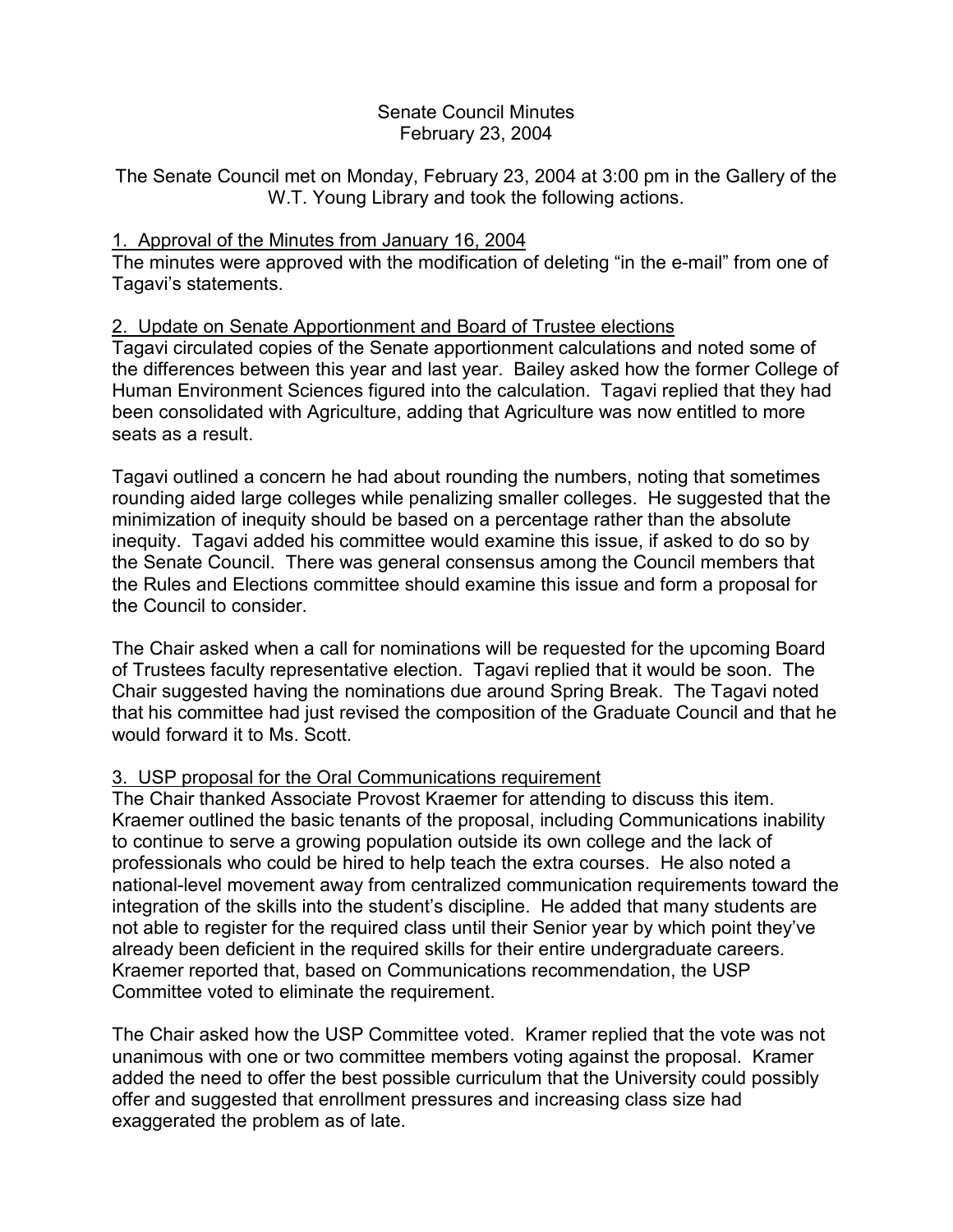# Senate Council Minutes
## February 23, 2004

The Senate Council met on Monday, February 23, 2004 at 3:00 pm in the Gallery of the W.T. Young Library and took the following actions.

1. Approval of the Minutes from January 16, 2004

The minutes were approved with the modification of deleting "in the e-mail" from one of Tagavi's statements.

2. Update on Senate Apportionment and Board of Trustee elections

Tagavi circulated copies of the Senate apportionment calculations and noted some of the differences between this year and last year. Bailey asked how the former College of Human Environment Sciences figured into the calculation. Tagavi replied that they had been consolidated with Agriculture, adding that Agriculture was now entitled to more seats as a result.

Tagavi outlined a concern he had about rounding the numbers, noting that sometimes rounding aided large colleges while penalizing smaller colleges. He suggested that the minimization of inequity should be based on a percentage rather than the absolute inequity. Tagavi added his committee would examine this issue, if asked to do so by the Senate Council. There was general consensus among the Council members that the Rules and Elections committee should examine this issue and form a proposal for the Council to consider.

The Chair asked when a call for nominations will be requested for the upcoming Board of Trustees faculty representative election. Tagavi replied that it would be soon. The Chair suggested having the nominations due around Spring Break. The Tagavi noted that his committee had just revised the composition of the Graduate Council and that he would forward it to Ms. Scott.

3. USP proposal for the Oral Communications requirement

The Chair thanked Associate Provost Kraemer for attending to discuss this item. Kraemer outlined the basic tenants of the proposal, including Communications inability to continue to serve a growing population outside its own college and the lack of professionals who could be hired to help teach the extra courses. He also noted a national-level movement away from centralized communication requirements toward the integration of the skills into the student's discipline. He added that many students are not able to register for the required class until their Senior year by which point they've already been deficient in the required skills for their entire undergraduate careers. Kraemer reported that, based on Communications recommendation, the USP Committee voted to eliminate the requirement.

The Chair asked how the USP Committee voted. Kramer replied that the vote was not unanimous with one or two committee members voting against the proposal. Kramer added the need to offer the best possible curriculum that the University could possibly offer and suggested that enrollment pressures and increasing class size had exaggerated the problem as of late.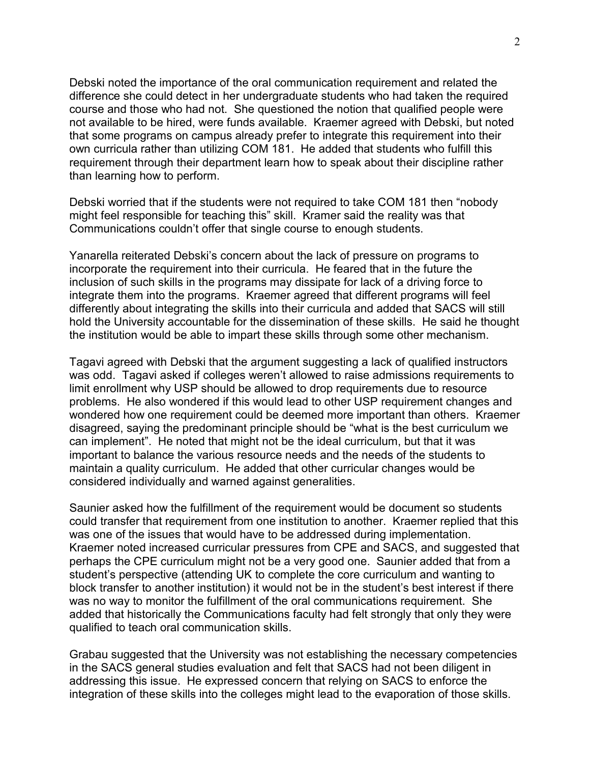Debski noted the importance of the oral communication requirement and related the difference she could detect in her undergraduate students who had taken the required course and those who had not. She questioned the notion that qualified people were not available to be hired, were funds available. Kraemer agreed with Debski, but noted that some programs on campus already prefer to integrate this requirement into their own curricula rather than utilizing COM 181. He added that students who fulfill this requirement through their department learn how to speak about their discipline rather than learning how to perform.

Debski worried that if the students were not required to take COM 181 then "nobody might feel responsible for teaching this" skill. Kramer said the reality was that Communications couldn't offer that single course to enough students.

Yanarella reiterated Debski's concern about the lack of pressure on programs to incorporate the requirement into their curricula. He feared that in the future the inclusion of such skills in the programs may dissipate for lack of a driving force to integrate them into the programs. Kraemer agreed that different programs will feel differently about integrating the skills into their curricula and added that SACS will still hold the University accountable for the dissemination of these skills. He said he thought the institution would be able to impart these skills through some other mechanism.

Tagavi agreed with Debski that the argument suggesting a lack of qualified instructors was odd. Tagavi asked if colleges weren't allowed to raise admissions requirements to limit enrollment why USP should be allowed to drop requirements due to resource problems. He also wondered if this would lead to other USP requirement changes and wondered how one requirement could be deemed more important than others. Kraemer disagreed, saying the predominant principle should be "what is the best curriculum we can implement". He noted that might not be the ideal curriculum, but that it was important to balance the various resource needs and the needs of the students to maintain a quality curriculum. He added that other curricular changes would be considered individually and warned against generalities.

Saunier asked how the fulfillment of the requirement would be document so students could transfer that requirement from one institution to another. Kraemer replied that this was one of the issues that would have to be addressed during implementation. Kraemer noted increased curricular pressures from CPE and SACS, and suggested that perhaps the CPE curriculum might not be a very good one. Saunier added that from a student's perspective (attending UK to complete the core curriculum and wanting to block transfer to another institution) it would not be in the student's best interest if there was no way to monitor the fulfillment of the oral communications requirement. She added that historically the Communications faculty had felt strongly that only they were qualified to teach oral communication skills.

Grabau suggested that the University was not establishing the necessary competencies in the SACS general studies evaluation and felt that SACS had not been diligent in addressing this issue. He expressed concern that relying on SACS to enforce the integration of these skills into the colleges might lead to the evaporation of those skills.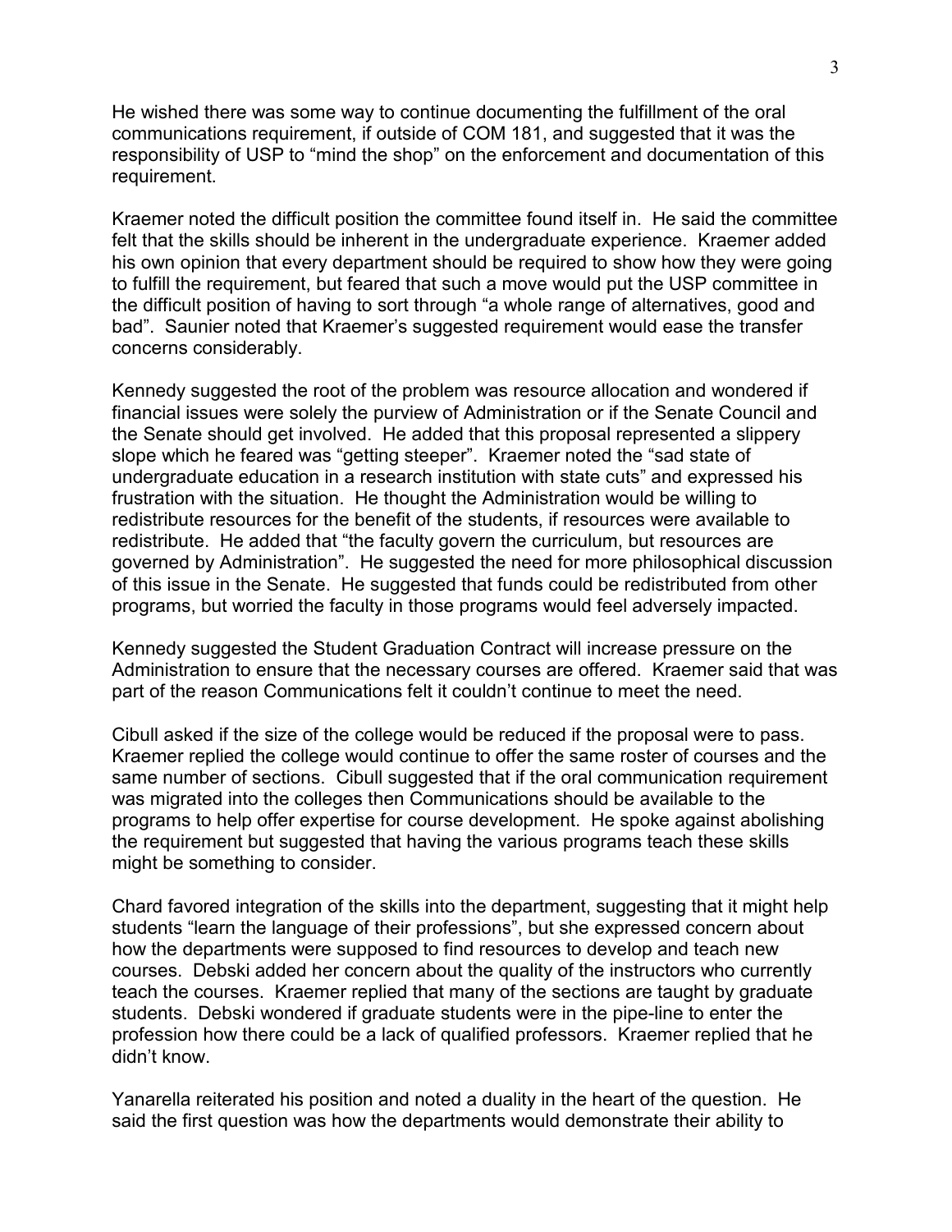He wished there was some way to continue documenting the fulfillment of the oral communications requirement, if outside of COM 181, and suggested that it was the responsibility of USP to "mind the shop" on the enforcement and documentation of this requirement.

Kraemer noted the difficult position the committee found itself in. He said the committee felt that the skills should be inherent in the undergraduate experience. Kraemer added his own opinion that every department should be required to show how they were going to fulfill the requirement, but feared that such a move would put the USP committee in the difficult position of having to sort through "a whole range of alternatives, good and bad". Saunier noted that Kraemer's suggested requirement would ease the transfer concerns considerably.

Kennedy suggested the root of the problem was resource allocation and wondered if financial issues were solely the purview of Administration or if the Senate Council and the Senate should get involved. He added that this proposal represented a slippery slope which he feared was "getting steeper". Kraemer noted the "sad state of undergraduate education in a research institution with state cuts" and expressed his frustration with the situation. He thought the Administration would be willing to redistribute resources for the benefit of the students, if resources were available to redistribute. He added that "the faculty govern the curriculum, but resources are governed by Administration". He suggested the need for more philosophical discussion of this issue in the Senate. He suggested that funds could be redistributed from other programs, but worried the faculty in those programs would feel adversely impacted.

Kennedy suggested the Student Graduation Contract will increase pressure on the Administration to ensure that the necessary courses are offered. Kraemer said that was part of the reason Communications felt it couldn't continue to meet the need.

Cibull asked if the size of the college would be reduced if the proposal were to pass. Kraemer replied the college would continue to offer the same roster of courses and the same number of sections. Cibull suggested that if the oral communication requirement was migrated into the colleges then Communications should be available to the programs to help offer expertise for course development. He spoke against abolishing the requirement but suggested that having the various programs teach these skills might be something to consider.

Chard favored integration of the skills into the department, suggesting that it might help students "learn the language of their professions", but she expressed concern about how the departments were supposed to find resources to develop and teach new courses. Debski added her concern about the quality of the instructors who currently teach the courses. Kraemer replied that many of the sections are taught by graduate students. Debski wondered if graduate students were in the pipe-line to enter the profession how there could be a lack of qualified professors. Kraemer replied that he didn't know.

Yanarella reiterated his position and noted a duality in the heart of the question. He said the first question was how the departments would demonstrate their ability to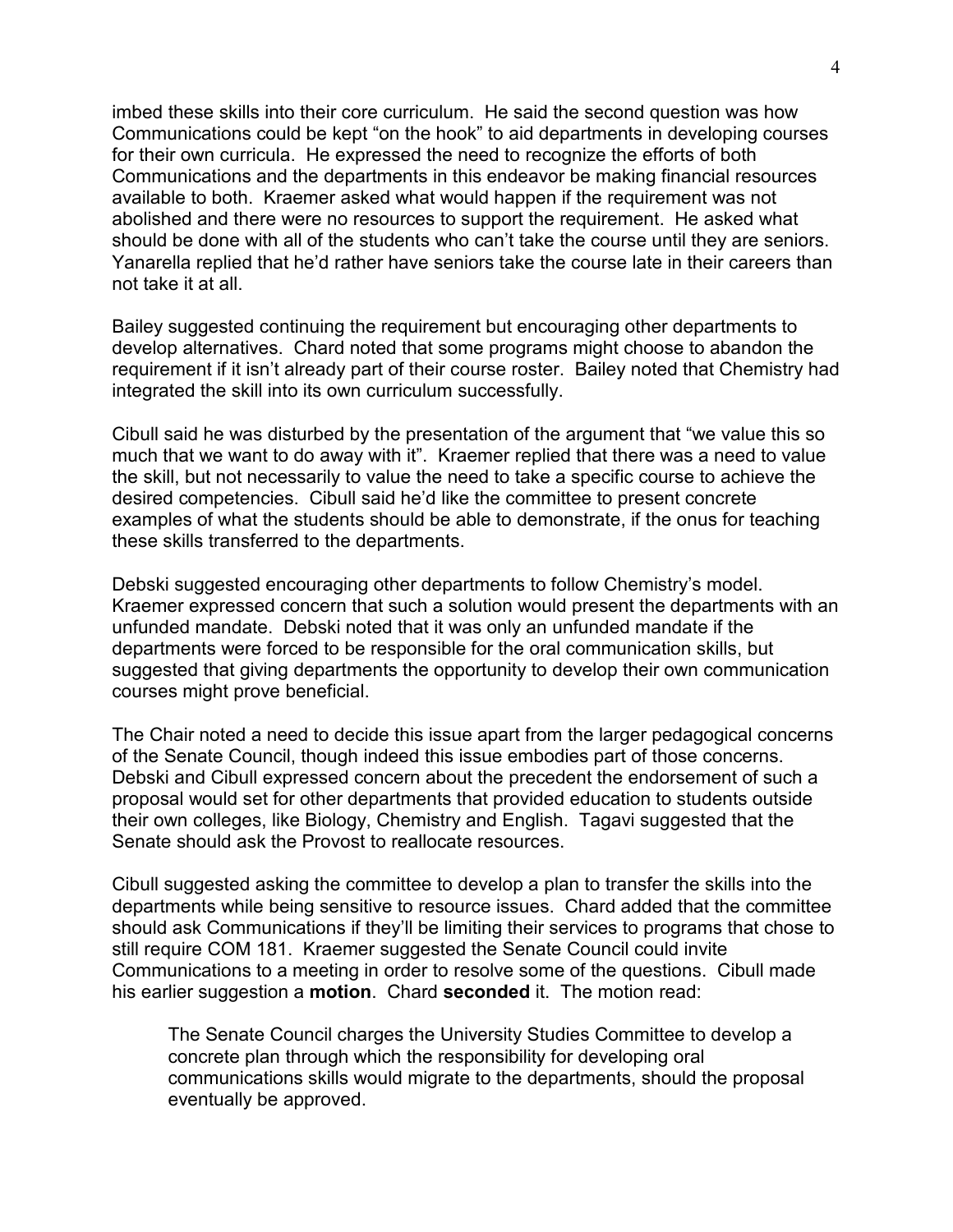imbed these skills into their core curriculum. He said the second question was how Communications could be kept "on the hook" to aid departments in developing courses for their own curricula. He expressed the need to recognize the efforts of both Communications and the departments in this endeavor be making financial resources available to both. Kraemer asked what would happen if the requirement was not abolished and there were no resources to support the requirement. He asked what should be done with all of the students who can't take the course until they are seniors. Yanarella replied that he'd rather have seniors take the course late in their careers than not take it at all.

Bailey suggested continuing the requirement but encouraging other departments to develop alternatives. Chard noted that some programs might choose to abandon the requirement if it isn't already part of their course roster. Bailey noted that Chemistry had integrated the skill into its own curriculum successfully.

Cibull said he was disturbed by the presentation of the argument that "we value this so much that we want to do away with it". Kraemer replied that there was a need to value the skill, but not necessarily to value the need to take a specific course to achieve the desired competencies. Cibull said he'd like the committee to present concrete examples of what the students should be able to demonstrate, if the onus for teaching these skills transferred to the departments.

Debski suggested encouraging other departments to follow Chemistry's model. Kraemer expressed concern that such a solution would present the departments with an unfunded mandate. Debski noted that it was only an unfunded mandate if the departments were forced to be responsible for the oral communication skills, but suggested that giving departments the opportunity to develop their own communication courses might prove beneficial.

The Chair noted a need to decide this issue apart from the larger pedagogical concerns of the Senate Council, though indeed this issue embodies part of those concerns. Debski and Cibull expressed concern about the precedent the endorsement of such a proposal would set for other departments that provided education to students outside their own colleges, like Biology, Chemistry and English. Tagavi suggested that the Senate should ask the Provost to reallocate resources.

Cibull suggested asking the committee to develop a plan to transfer the skills into the departments while being sensitive to resource issues. Chard added that the committee should ask Communications if they'll be limiting their services to programs that chose to still require COM 181. Kraemer suggested the Senate Council could invite Communications to a meeting in order to resolve some of the questions. Cibull made his earlier suggestion a **motion**. Chard **seconded** it. The motion read:

> The Senate Council charges the University Studies Committee to develop a concrete plan through which the responsibility for developing oral communications skills would migrate to the departments, should the proposal eventually be approved.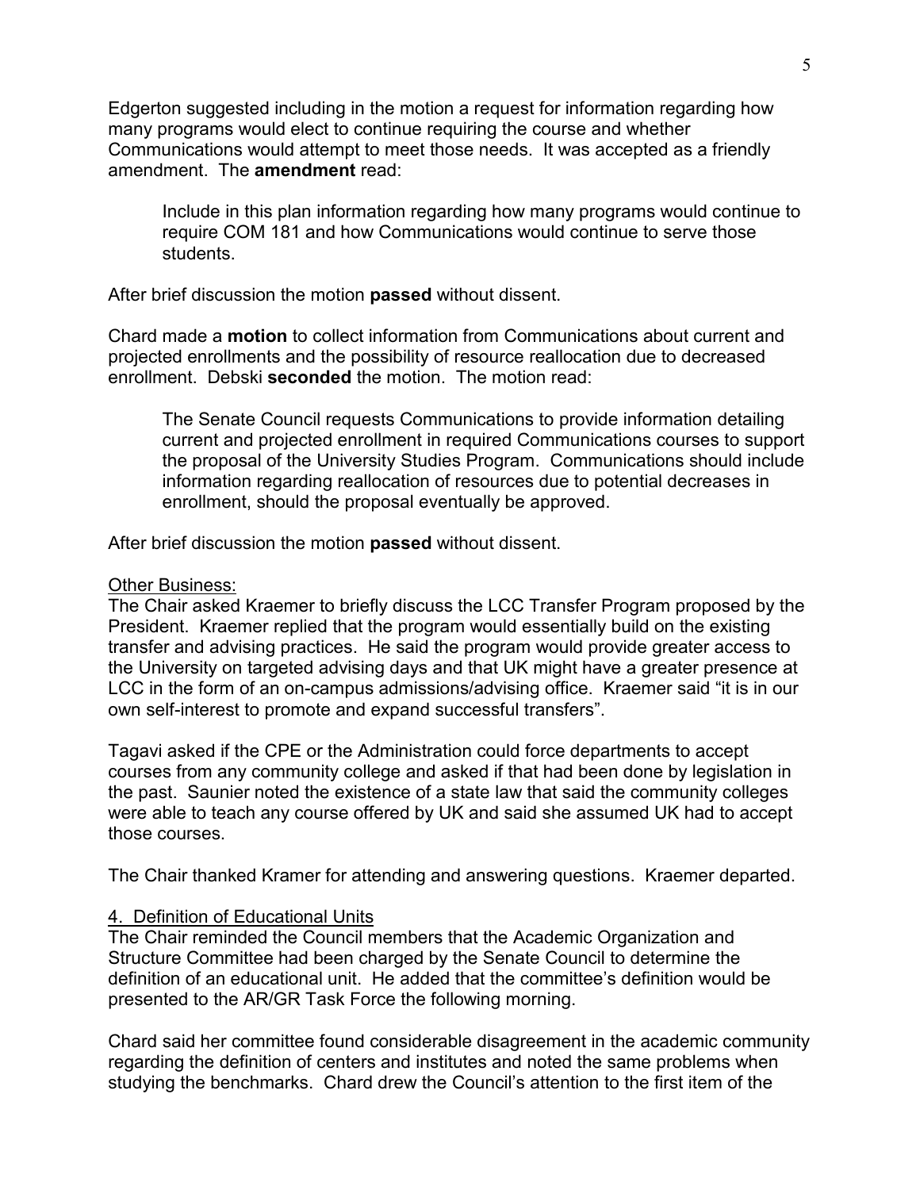Edgerton suggested including in the motion a request for information regarding how many programs would elect to continue requiring the course and whether Communications would attempt to meet those needs. It was accepted as a friendly amendment. The **amendment** read:

> Include in this plan information regarding how many programs would continue to require COM 181 and how Communications would continue to serve those students.

After brief discussion the motion **passed** without dissent.

Chard made a **motion** to collect information from Communications about current and projected enrollments and the possibility of resource reallocation due to decreased enrollment. Debski **seconded** the motion. The motion read:

> The Senate Council requests Communications to provide information detailing current and projected enrollment in required Communications courses to support the proposal of the University Studies Program. Communications should include information regarding reallocation of resources due to potential decreases in enrollment, should the proposal eventually be approved.

After brief discussion the motion **passed** without dissent.

Other Business:

The Chair asked Kraemer to briefly discuss the LCC Transfer Program proposed by the President. Kraemer replied that the program would essentially build on the existing transfer and advising practices. He said the program would provide greater access to the University on targeted advising days and that UK might have a greater presence at LCC in the form of an on-campus admissions/advising office. Kraemer said “it is in our own self-interest to promote and expand successful transfers”.

Tagavi asked if the CPE or the Administration could force departments to accept courses from any community college and asked if that had been done by legislation in the past. Saunier noted the existence of a state law that said the community colleges were able to teach any course offered by UK and said she assumed UK had to accept those courses.

The Chair thanked Kramer for attending and answering questions. Kraemer departed.

4. Definition of Educational Units

The Chair reminded the Council members that the Academic Organization and Structure Committee had been charged by the Senate Council to determine the definition of an educational unit. He added that the committee’s definition would be presented to the AR/GR Task Force the following morning.

Chard said her committee found considerable disagreement in the academic community regarding the definition of centers and institutes and noted the same problems when studying the benchmarks. Chard drew the Council’s attention to the first item of the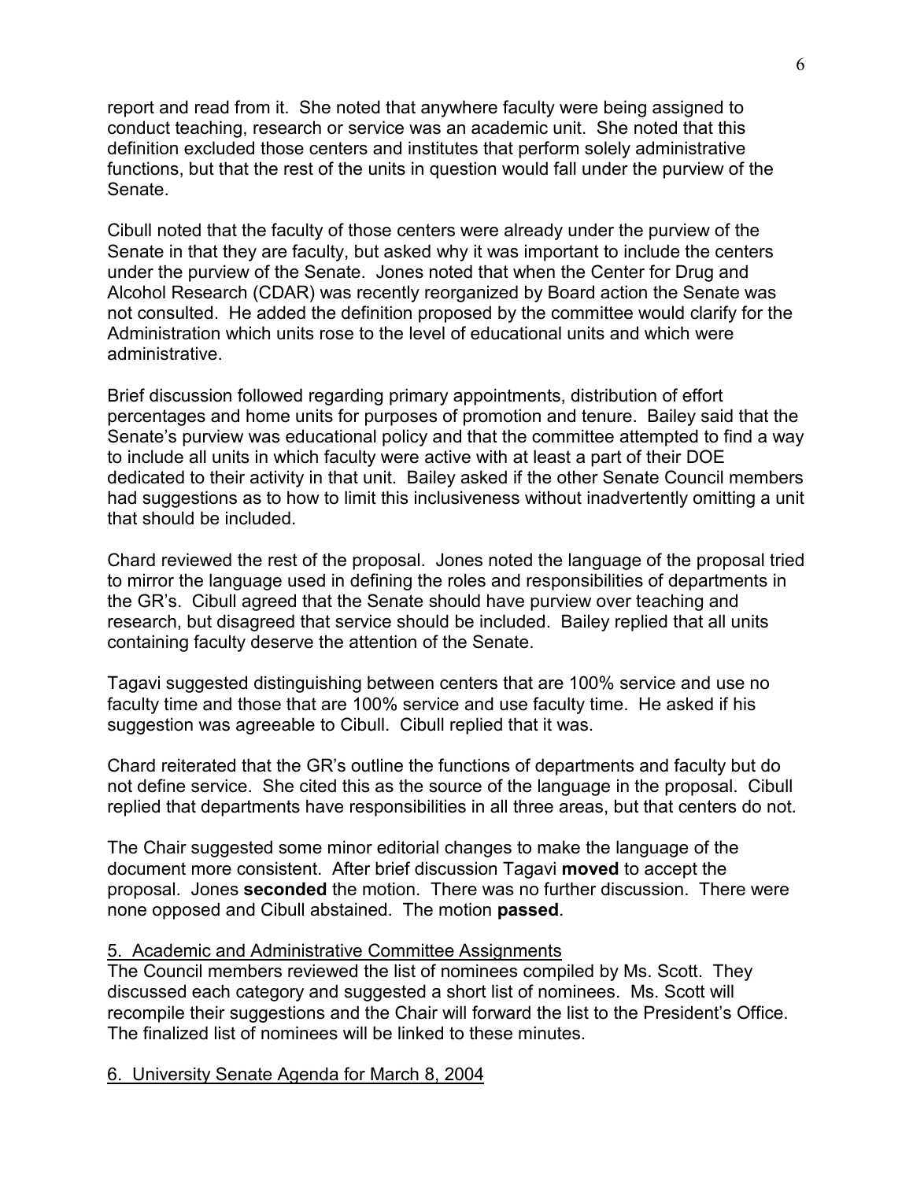report and read from it. She noted that anywhere faculty were being assigned to conduct teaching, research or service was an academic unit. She noted that this definition excluded those centers and institutes that perform solely administrative functions, but that the rest of the units in question would fall under the purview of the Senate.

Cibull noted that the faculty of those centers were already under the purview of the Senate in that they are faculty, but asked why it was important to include the centers under the purview of the Senate. Jones noted that when the Center for Drug and Alcohol Research (CDAR) was recently reorganized by Board action the Senate was not consulted. He added the definition proposed by the committee would clarify for the Administration which units rose to the level of educational units and which were administrative.

Brief discussion followed regarding primary appointments, distribution of effort percentages and home units for purposes of promotion and tenure. Bailey said that the Senate's purview was educational policy and that the committee attempted to find a way to include all units in which faculty were active with at least a part of their DOE dedicated to their activity in that unit. Bailey asked if the other Senate Council members had suggestions as to how to limit this inclusiveness without inadvertently omitting a unit that should be included.

Chard reviewed the rest of the proposal. Jones noted the language of the proposal tried to mirror the language used in defining the roles and responsibilities of departments in the GR's. Cibull agreed that the Senate should have purview over teaching and research, but disagreed that service should be included. Bailey replied that all units containing faculty deserve the attention of the Senate.

Tagavi suggested distinguishing between centers that are 100% service and use no faculty time and those that are 100% service and use faculty time. He asked if his suggestion was agreeable to Cibull. Cibull replied that it was.

Chard reiterated that the GR's outline the functions of departments and faculty but do not define service. She cited this as the source of the language in the proposal. Cibull replied that departments have responsibilities in all three areas, but that centers do not.

The Chair suggested some minor editorial changes to make the language of the document more consistent. After brief discussion Tagavi **moved** to accept the proposal. Jones **seconded** the motion. There was no further discussion. There were none opposed and Cibull abstained. The motion **passed**.

5. Academic and Administrative Committee Assignments

The Council members reviewed the list of nominees compiled by Ms. Scott. They discussed each category and suggested a short list of nominees. Ms. Scott will recompile their suggestions and the Chair will forward the list to the President's Office. The finalized list of nominees will be linked to these minutes.

6. University Senate Agenda for March 8, 2004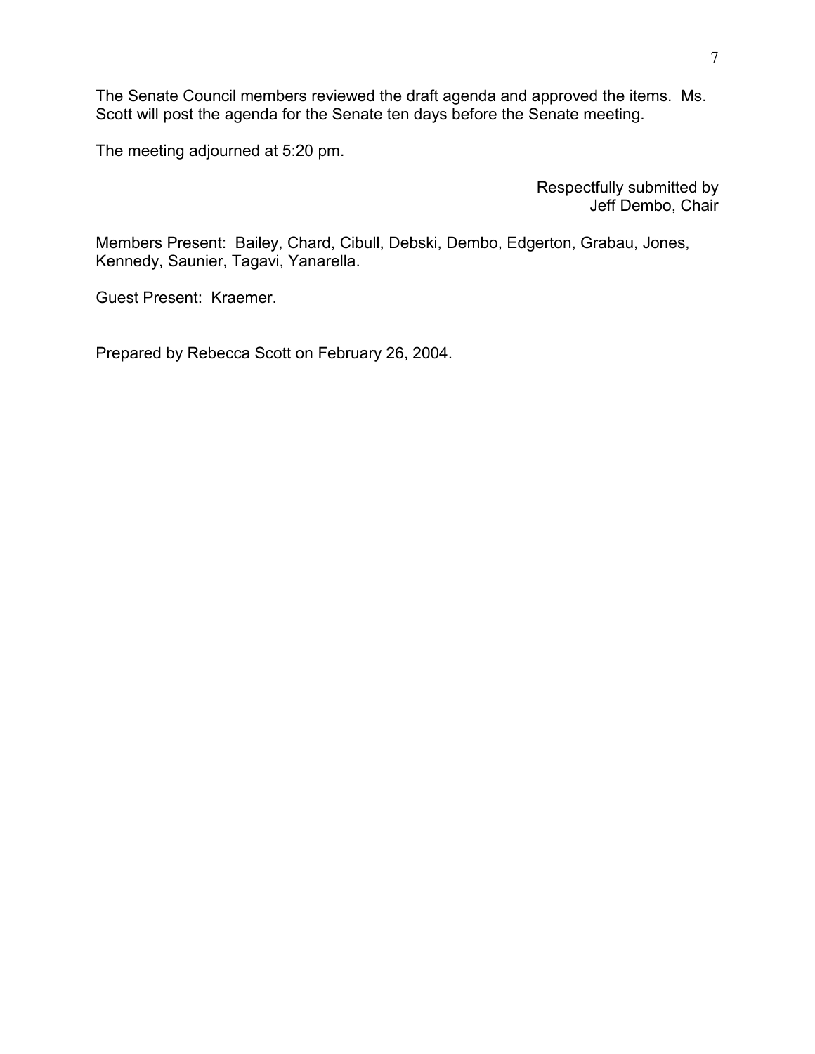The Senate Council members reviewed the draft agenda and approved the items. Ms. Scott will post the agenda for the Senate ten days before the Senate meeting.

The meeting adjourned at 5:20 pm.

Respectfully submitted by
Jeff Dembo, Chair

Members Present: Bailey, Chard, Cibull, Debski, Dembo, Edgerton, Grabau, Jones, Kennedy, Saunier, Tagavi, Yanarella.

Guest Present: Kraemer.

Prepared by Rebecca Scott on February 26, 2004.